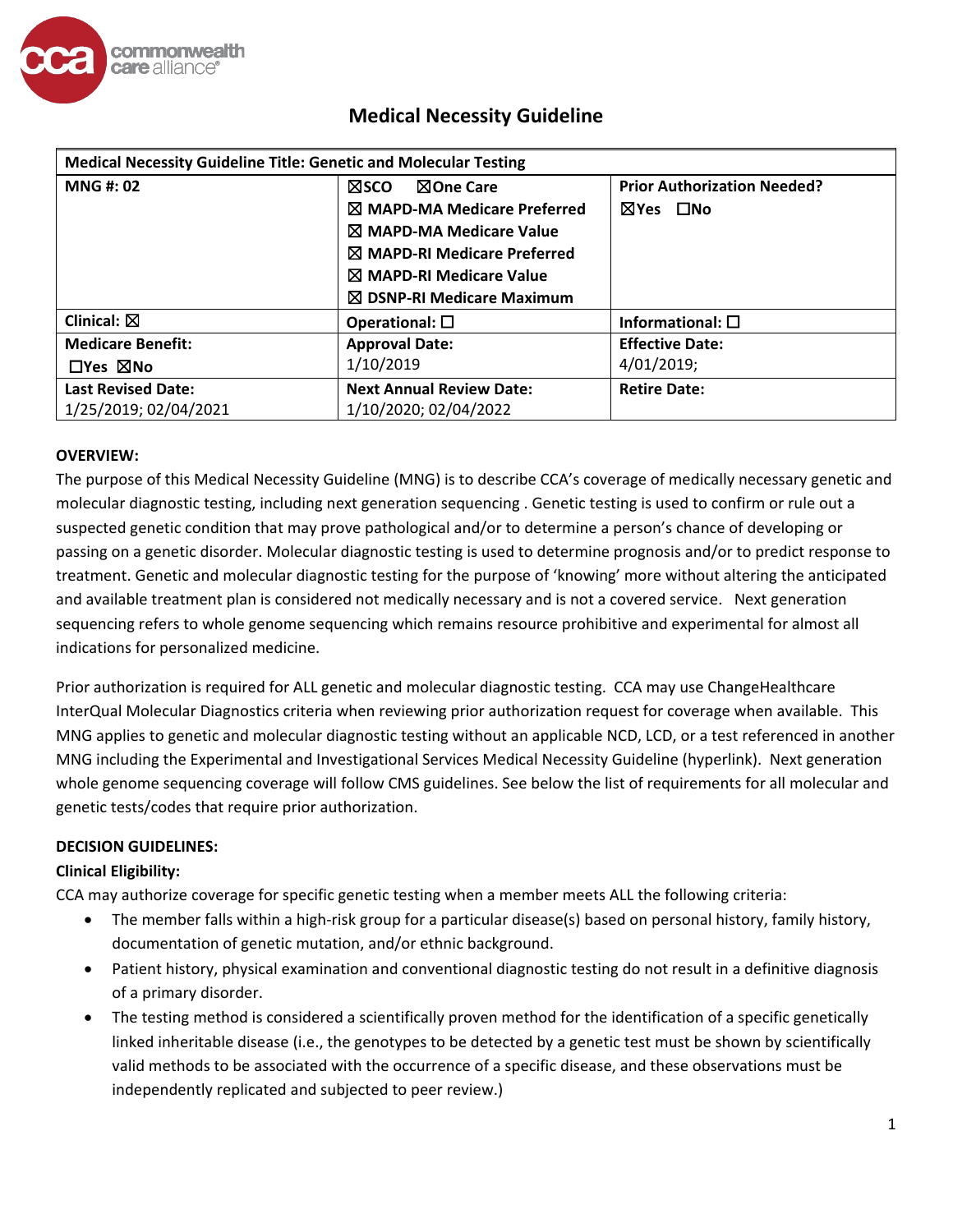# Medical Necessity Guideline

| Medical Necessity Guideline Title: Genetic and Molecular Testing | | |
|---|---|---|
| **MNG #: 02** | ☒SCO ☒One Care<br>☒ MAPD-MA Medicare Preferred<br>☒ MAPD-MA Medicare Value<br>☒ MAPD-RI Medicare Preferred<br>☒ MAPD-RI Medicare Value<br>☒ DSNP-RI Medicare Maximum | **Prior Authorization Needed?**<br>☒Yes ☐No |
| **Clinical:** ☒ | **Operational:** ☐ | **Informational:** ☐ |
| **Medicare Benefit:**<br>☐Yes ☒No | **Approval Date:**<br>1/10/2019 | **Effective Date:**<br>4/01/2019; |
| **Last Revised Date:**<br>1/25/2019; 02/04/2021 | **Next Annual Review Date:**<br>1/10/2020; 02/04/2022 | **Retire Date:** |

**OVERVIEW:**

The purpose of this Medical Necessity Guideline (MNG) is to describe CCA's coverage of medically necessary genetic and molecular diagnostic testing, including next generation sequencing . Genetic testing is used to confirm or rule out a suspected genetic condition that may prove pathological and/or to determine a person's chance of developing or passing on a genetic disorder. Molecular diagnostic testing is used to determine prognosis and/or to predict response to treatment. Genetic and molecular diagnostic testing for the purpose of 'knowing' more without altering the anticipated and available treatment plan is considered not medically necessary and is not a covered service. Next generation sequencing refers to whole genome sequencing which remains resource prohibitive and experimental for almost all indications for personalized medicine.

Prior authorization is required for ALL genetic and molecular diagnostic testing. CCA may use ChangeHealthcare InterQual Molecular Diagnostics criteria when reviewing prior authorization request for coverage when available. This MNG applies to genetic and molecular diagnostic testing without an applicable NCD, LCD, or a test referenced in another MNG including the Experimental and Investigational Services Medical Necessity Guideline (hyperlink). Next generation whole genome sequencing coverage will follow CMS guidelines. See below the list of requirements for all molecular and genetic tests/codes that require prior authorization.

**DECISION GUIDELINES:**

**Clinical Eligibility:**

CCA may authorize coverage for specific genetic testing when a member meets ALL the following criteria:

- The member falls within a high-risk group for a particular disease(s) based on personal history, family history, documentation of genetic mutation, and/or ethnic background.
- Patient history, physical examination and conventional diagnostic testing do not result in a definitive diagnosis of a primary disorder.
- The testing method is considered a scientifically proven method for the identification of a specific genetically linked inheritable disease (i.e., the genotypes to be detected by a genetic test must be shown by scientifically valid methods to be associated with the occurrence of a specific disease, and these observations must be independently replicated and subjected to peer review.)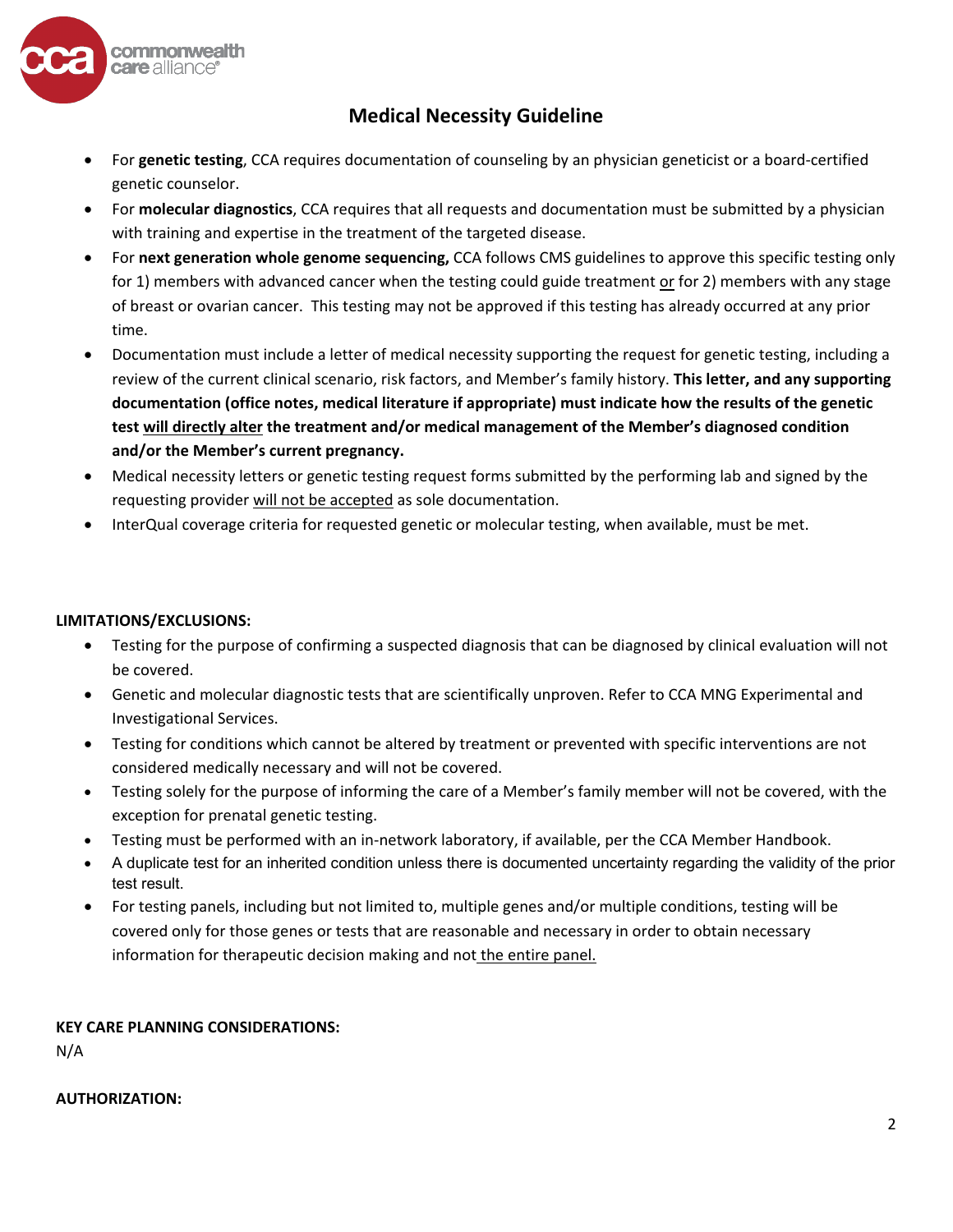## Medical Necessity Guideline

- For **genetic testing**, CCA requires documentation of counseling by an physician geneticist or a board-certified genetic counselor.
- For **molecular diagnostics**, CCA requires that all requests and documentation must be submitted by a physician with training and expertise in the treatment of the targeted disease.
- For **next generation whole genome sequencing,** CCA follows CMS guidelines to approve this specific testing only for 1) members with advanced cancer when the testing could guide treatment or for 2) members with any stage of breast or ovarian cancer. This testing may not be approved if this testing has already occurred at any prior time.
- Documentation must include a letter of medical necessity supporting the request for genetic testing, including a review of the current clinical scenario, risk factors, and Member's family history. **This letter, and any supporting documentation (office notes, medical literature if appropriate) must indicate how the results of the genetic test will directly alter the treatment and/or medical management of the Member's diagnosed condition and/or the Member's current pregnancy.**
- Medical necessity letters or genetic testing request forms submitted by the performing lab and signed by the requesting provider will not be accepted as sole documentation.
- InterQual coverage criteria for requested genetic or molecular testing, when available, must be met.

**LIMITATIONS/EXCLUSIONS:**

- Testing for the purpose of confirming a suspected diagnosis that can be diagnosed by clinical evaluation will not be covered.
- Genetic and molecular diagnostic tests that are scientifically unproven. Refer to CCA MNG Experimental and Investigational Services.
- Testing for conditions which cannot be altered by treatment or prevented with specific interventions are not considered medically necessary and will not be covered.
- Testing solely for the purpose of informing the care of a Member's family member will not be covered, with the exception for prenatal genetic testing.
- Testing must be performed with an in-network laboratory, if available, per the CCA Member Handbook.
- A duplicate test for an inherited condition unless there is documented uncertainty regarding the validity of the prior test result.
- For testing panels, including but not limited to, multiple genes and/or multiple conditions, testing will be covered only for those genes or tests that are reasonable and necessary in order to obtain necessary information for therapeutic decision making and not the entire panel.

**KEY CARE PLANNING CONSIDERATIONS:**

N/A

**AUTHORIZATION:**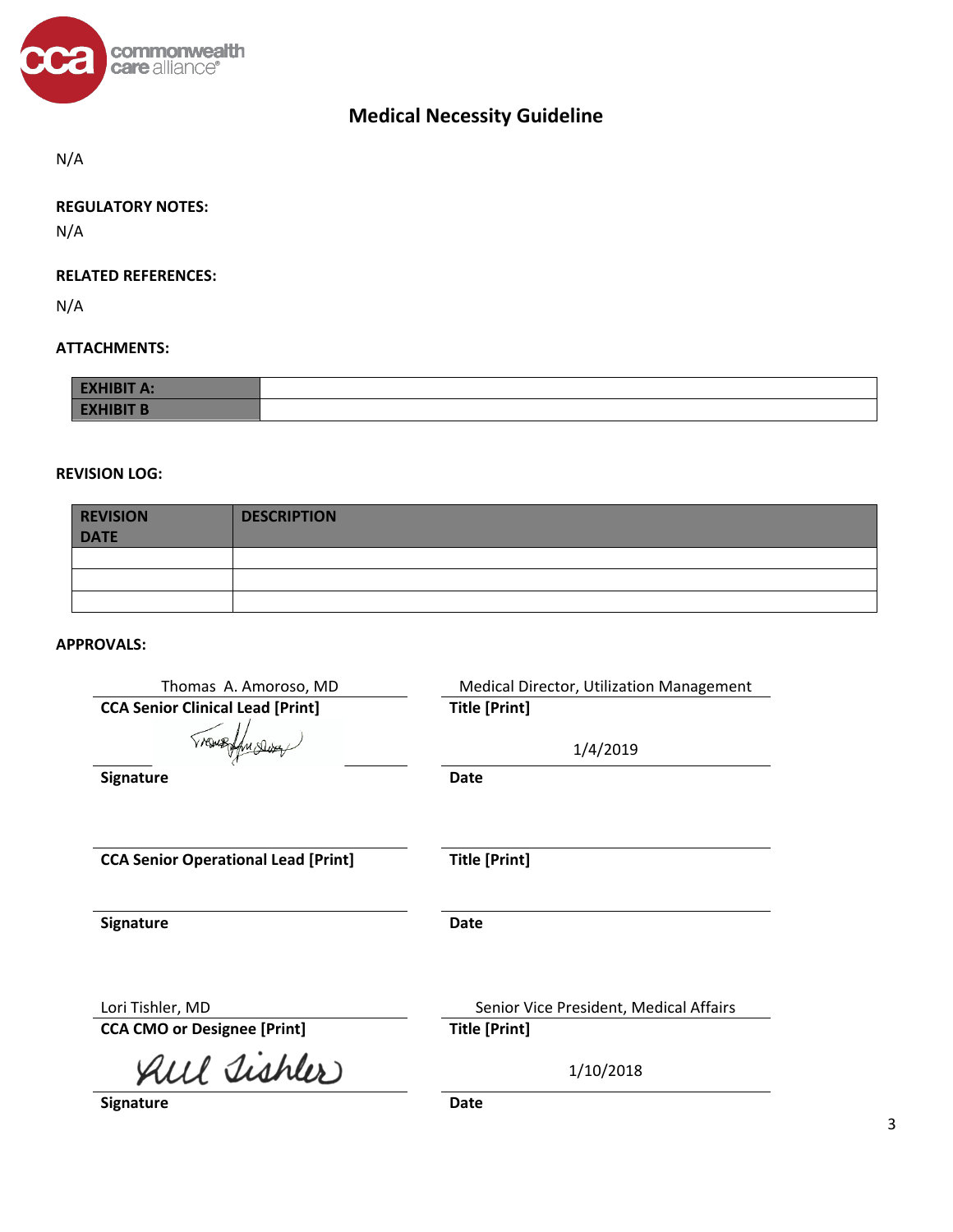**Medical Necessity Guideline**

N/A

**REGULATORY NOTES:**

N/A

**RELATED REFERENCES:**

N/A

**ATTACHMENTS:**

| | |
|---|---|
| **EXHIBIT A:** | |
| **EXHIBIT B** | |

**REVISION LOG:**

| REVISION DATE | DESCRIPTION |
|---|---|
| | |
| | |
| | |

**APPROVALS:**

Thomas A. Amoroso, MD
**CCA Senior Clinical Lead [Print]**

Medical Director, Utilization Management
**Title [Print]**

[Signature]
**Signature**

1/4/2019
**Date**

**CCA Senior Operational Lead [Print]**

**Title [Print]**

**Signature**

**Date**

Lori Tishler, MD
**CCA CMO or Designee [Print]**

Senior Vice President, Medical Affairs
**Title [Print]**

[Signature]
**Signature**

1/10/2018
**Date**